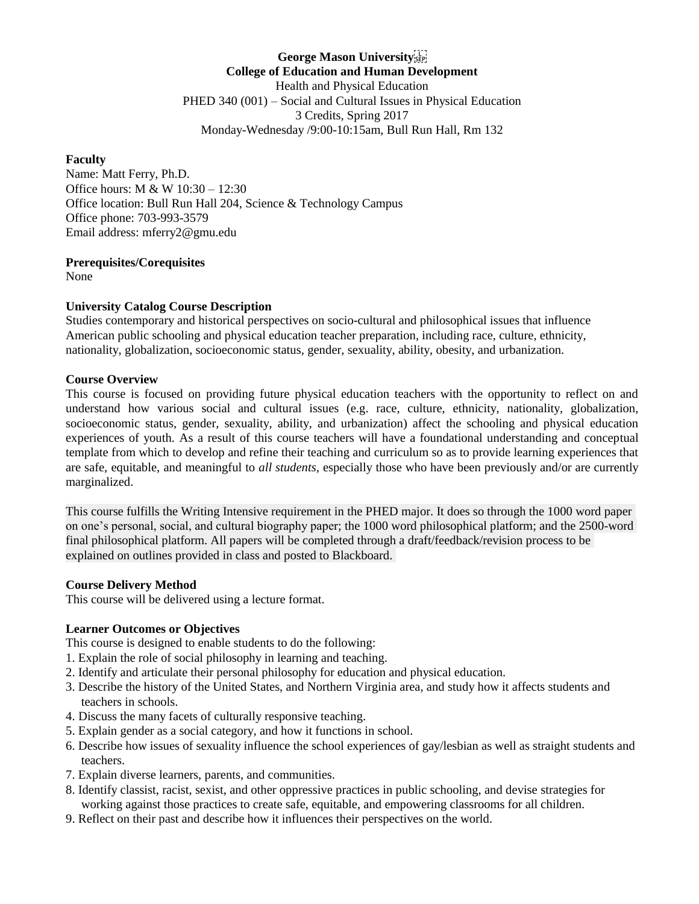**George Mason University**
**College of Education and Human Development**
Health and Physical Education
PHED 340 (001) – Social and Cultural Issues in Physical Education
3 Credits, Spring 2017
Monday-Wednesday /9:00-10:15am, Bull Run Hall, Rm 132

**Faculty**
Name: Matt Ferry, Ph.D.
Office hours: M & W 10:30 – 12:30
Office location: Bull Run Hall 204, Science & Technology Campus
Office phone: 703-993-3579
Email address: mferry2@gmu.edu

**Prerequisites/Corequisites**
None

**University Catalog Course Description**
Studies contemporary and historical perspectives on socio-cultural and philosophical issues that influence American public schooling and physical education teacher preparation, including race, culture, ethnicity, nationality, globalization, socioeconomic status, gender, sexuality, ability, obesity, and urbanization.

**Course Overview**
This course is focused on providing future physical education teachers with the opportunity to reflect on and understand how various social and cultural issues (e.g. race, culture, ethnicity, nationality, globalization, socioeconomic status, gender, sexuality, ability, and urbanization) affect the schooling and physical education experiences of youth. As a result of this course teachers will have a foundational understanding and conceptual template from which to develop and refine their teaching and curriculum so as to provide learning experiences that are safe, equitable, and meaningful to *all students*, especially those who have been previously and/or are currently marginalized.

This course fulfills the Writing Intensive requirement in the PHED major. It does so through the 1000 word paper on one's personal, social, and cultural biography paper; the 1000 word philosophical platform; and the 2500-word final philosophical platform. All papers will be completed through a draft/feedback/revision process to be explained on outlines provided in class and posted to Blackboard.

**Course Delivery Method**
This course will be delivered using a lecture format.

**Learner Outcomes or Objectives**
This course is designed to enable students to do the following:

1. Explain the role of social philosophy in learning and teaching.
2. Identify and articulate their personal philosophy for education and physical education.
3. Describe the history of the United States, and Northern Virginia area, and study how it affects students and teachers in schools.
4. Discuss the many facets of culturally responsive teaching.
5. Explain gender as a social category, and how it functions in school.
6. Describe how issues of sexuality influence the school experiences of gay/lesbian as well as straight students and teachers.
7. Explain diverse learners, parents, and communities.
8. Identify classist, racist, sexist, and other oppressive practices in public schooling, and devise strategies for working against those practices to create safe, equitable, and empowering classrooms for all children.
9. Reflect on their past and describe how it influences their perspectives on the world.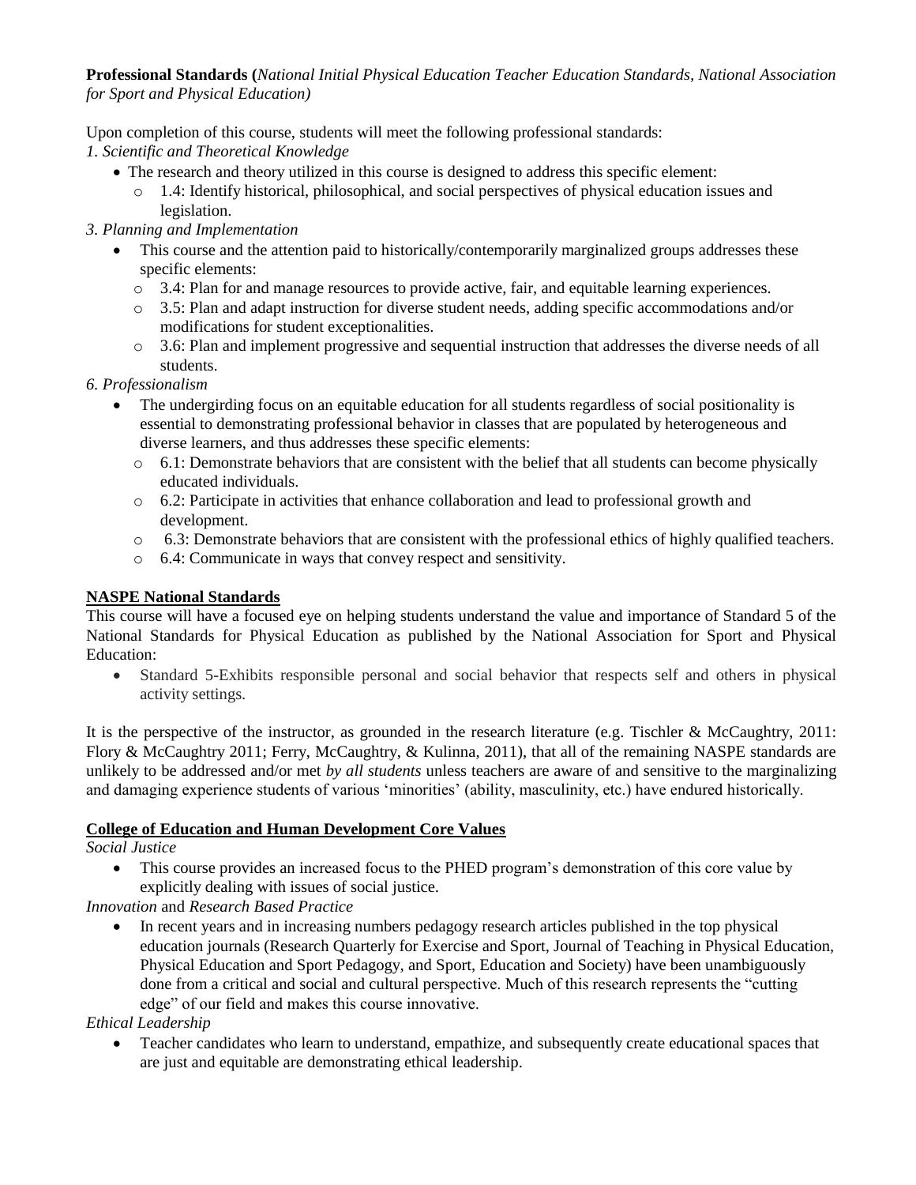**Professional Standards (***National Initial Physical Education Teacher Education Standards, National Association for Sport and Physical Education)*

Upon completion of this course, students will meet the following professional standards:

*1. Scientific and Theoretical Knowledge*

- The research and theory utilized in this course is designed to address this specific element:
  - 1.4: Identify historical, philosophical, and social perspectives of physical education issues and legislation.

*3. Planning and Implementation*

- This course and the attention paid to historically/contemporarily marginalized groups addresses these specific elements:
  - 3.4: Plan for and manage resources to provide active, fair, and equitable learning experiences.
  - 3.5: Plan and adapt instruction for diverse student needs, adding specific accommodations and/or modifications for student exceptionalities.
  - 3.6: Plan and implement progressive and sequential instruction that addresses the diverse needs of all students.

*6. Professionalism*

- The undergirding focus on an equitable education for all students regardless of social positionality is essential to demonstrating professional behavior in classes that are populated by heterogeneous and diverse learners, and thus addresses these specific elements:
  - 6.1: Demonstrate behaviors that are consistent with the belief that all students can become physically educated individuals.
  - 6.2: Participate in activities that enhance collaboration and lead to professional growth and development.
  - 6.3: Demonstrate behaviors that are consistent with the professional ethics of highly qualified teachers.
  - 6.4: Communicate in ways that convey respect and sensitivity.

## NASPE National Standards

This course will have a focused eye on helping students understand the value and importance of Standard 5 of the National Standards for Physical Education as published by the National Association for Sport and Physical Education:

- Standard 5-Exhibits responsible personal and social behavior that respects self and others in physical activity settings.

It is the perspective of the instructor, as grounded in the research literature (e.g. Tischler & McCaughtry, 2011: Flory & McCaughtry 2011; Ferry, McCaughtry, & Kulinna, 2011), that all of the remaining NASPE standards are unlikely to be addressed and/or met *by all students* unless teachers are aware of and sensitive to the marginalizing and damaging experience students of various 'minorities' (ability, masculinity, etc.) have endured historically.

## College of Education and Human Development Core Values

*Social Justice*

- This course provides an increased focus to the PHED program's demonstration of this core value by explicitly dealing with issues of social justice.

*Innovation* and *Research Based Practice*

- In recent years and in increasing numbers pedagogy research articles published in the top physical education journals (Research Quarterly for Exercise and Sport, Journal of Teaching in Physical Education, Physical Education and Sport Pedagogy, and Sport, Education and Society) have been unambiguously done from a critical and social and cultural perspective. Much of this research represents the "cutting edge" of our field and makes this course innovative.

*Ethical Leadership*

- Teacher candidates who learn to understand, empathize, and subsequently create educational spaces that are just and equitable are demonstrating ethical leadership.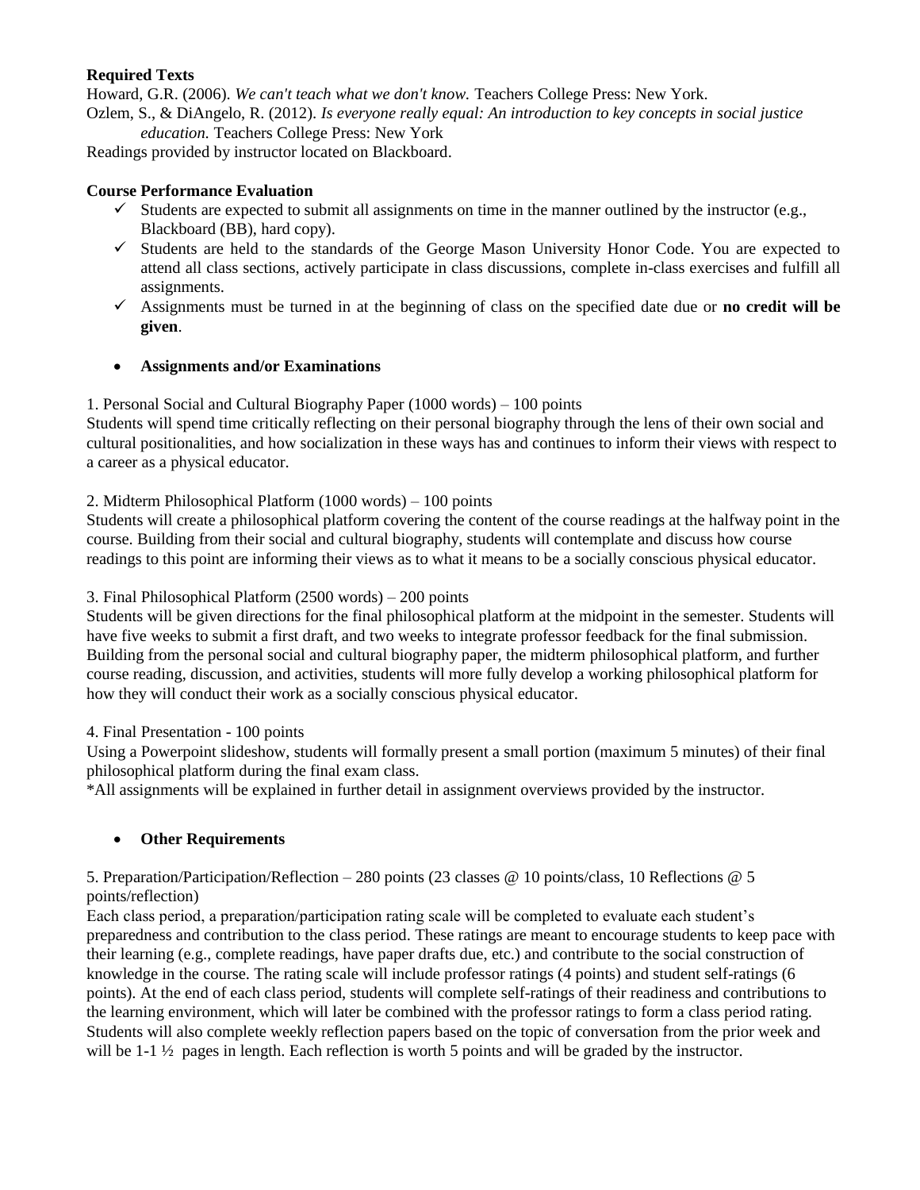**Required Texts**

Howard, G.R. (2006). *We can't teach what we don't know.* Teachers College Press: New York.

Ozlem, S., & DiAngelo, R. (2012). *Is everyone really equal: An introduction to key concepts in social justice education.* Teachers College Press: New York

Readings provided by instructor located on Blackboard.

**Course Performance Evaluation**

- ✓ Students are expected to submit all assignments on time in the manner outlined by the instructor (e.g., Blackboard (BB), hard copy).
- ✓ Students are held to the standards of the George Mason University Honor Code. You are expected to attend all class sections, actively participate in class discussions, complete in-class exercises and fulfill all assignments.
- ✓ Assignments must be turned in at the beginning of class on the specified date due or **no credit will be given**.

- **Assignments and/or Examinations**

1. Personal Social and Cultural Biography Paper (1000 words) – 100 points
Students will spend time critically reflecting on their personal biography through the lens of their own social and cultural positionalities, and how socialization in these ways has and continues to inform their views with respect to a career as a physical educator.

2. Midterm Philosophical Platform (1000 words) – 100 points
Students will create a philosophical platform covering the content of the course readings at the halfway point in the course. Building from their social and cultural biography, students will contemplate and discuss how course readings to this point are informing their views as to what it means to be a socially conscious physical educator.

3. Final Philosophical Platform (2500 words) – 200 points
Students will be given directions for the final philosophical platform at the midpoint in the semester. Students will have five weeks to submit a first draft, and two weeks to integrate professor feedback for the final submission. Building from the personal social and cultural biography paper, the midterm philosophical platform, and further course reading, discussion, and activities, students will more fully develop a working philosophical platform for how they will conduct their work as a socially conscious physical educator.

4. Final Presentation - 100 points
Using a Powerpoint slideshow, students will formally present a small portion (maximum 5 minutes) of their final philosophical platform during the final exam class.

*All assignments will be explained in further detail in assignment overviews provided by the instructor.

- **Other Requirements**

5. Preparation/Participation/Reflection – 280 points (23 classes @ 10 points/class, 10 Reflections @ 5 points/reflection)
Each class period, a preparation/participation rating scale will be completed to evaluate each student's preparedness and contribution to the class period. These ratings are meant to encourage students to keep pace with their learning (e.g., complete readings, have paper drafts due, etc.) and contribute to the social construction of knowledge in the course. The rating scale will include professor ratings (4 points) and student self-ratings (6 points). At the end of each class period, students will complete self-ratings of their readiness and contributions to the learning environment, which will later be combined with the professor ratings to form a class period rating. Students will also complete weekly reflection papers based on the topic of conversation from the prior week and will be 1-1 ½ pages in length. Each reflection is worth 5 points and will be graded by the instructor.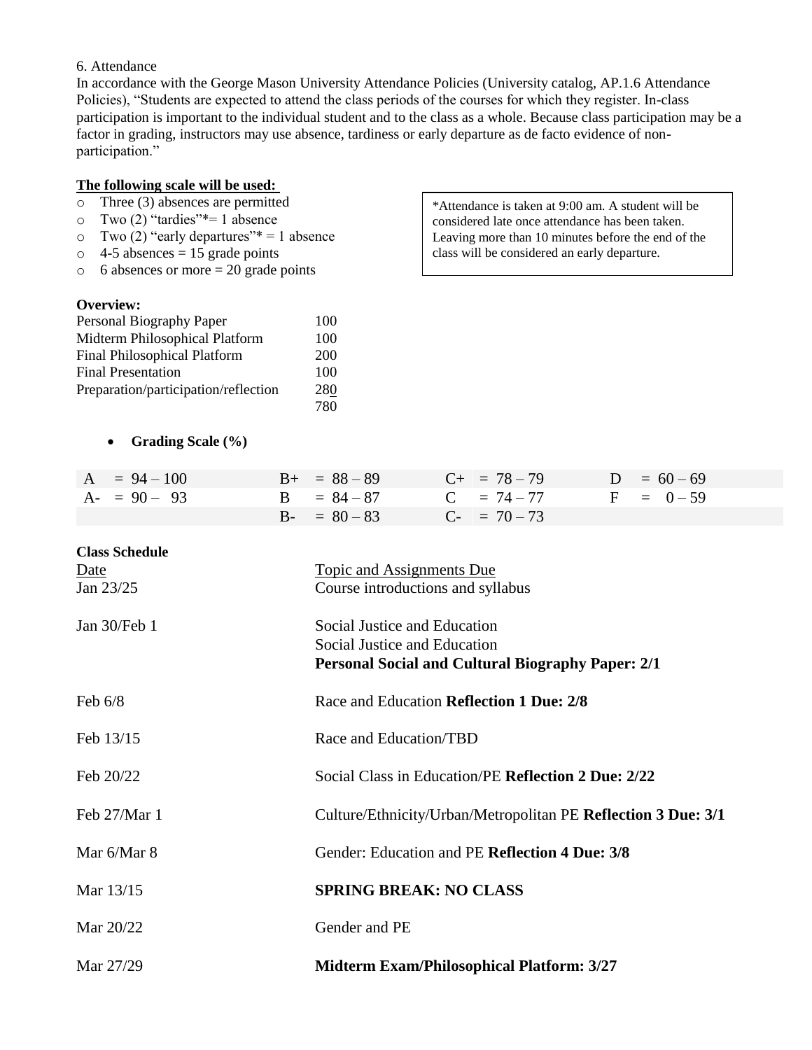6. Attendance

In accordance with the George Mason University Attendance Policies (University catalog, AP.1.6 Attendance Policies), "Students are expected to attend the class periods of the courses for which they register. In-class participation is important to the individual student and to the class as a whole. Because class participation may be a factor in grading, instructors may use absence, tardiness or early departure as de facto evidence of non-participation."

**The following scale will be used:**

- Three (3) absences are permitted
- Two (2) "tardies"*= 1 absence
- Two (2) "early departures"* = 1 absence
- 4-5 absences = 15 grade points
- 6 absences or more = 20 grade points

*Attendance is taken at 9:00 am. A student will be considered late once attendance has been taken. Leaving more than 10 minutes before the end of the class will be considered an early departure.

**Overview:**

| | |
|---|---|
| Personal Biography Paper | 100 |
| Midterm Philosophical Platform | 100 |
| Final Philosophical Platform | 200 |
| Final Presentation | 100 |
| Preparation/participation/reflection | 280 |
| | 780 |

- **Grading Scale (%)**

| | | | |
|---|---|---|---|
| A = 94 – 100 | B+ = 88 – 89 | C+ = 78 – 79 | D = 60 – 69 |
| A- = 90 – 93 | B = 84 – 87 | C = 74 – 77 | F = 0 – 59 |
| | B- = 80 – 83 | C- = 70 – 73 | |

**Class Schedule**

| Date | Topic and Assignments Due |
|---|---|
| Jan 23/25 | Course introductions and syllabus |
| Jan 30/Feb 1 | Social Justice and Education<br>Social Justice and Education<br>**Personal Social and Cultural Biography Paper: 2/1** |
| Feb 6/8 | Race and Education **Reflection 1 Due: 2/8** |
| Feb 13/15 | Race and Education/TBD |
| Feb 20/22 | Social Class in Education/PE **Reflection 2 Due: 2/22** |
| Feb 27/Mar 1 | Culture/Ethnicity/Urban/Metropolitan PE **Reflection 3 Due: 3/1** |
| Mar 6/Mar 8 | Gender: Education and PE **Reflection 4 Due: 3/8** |
| Mar 13/15 | **SPRING BREAK: NO CLASS** |
| Mar 20/22 | Gender and PE |
| Mar 27/29 | **Midterm Exam/Philosophical Platform: 3/27** |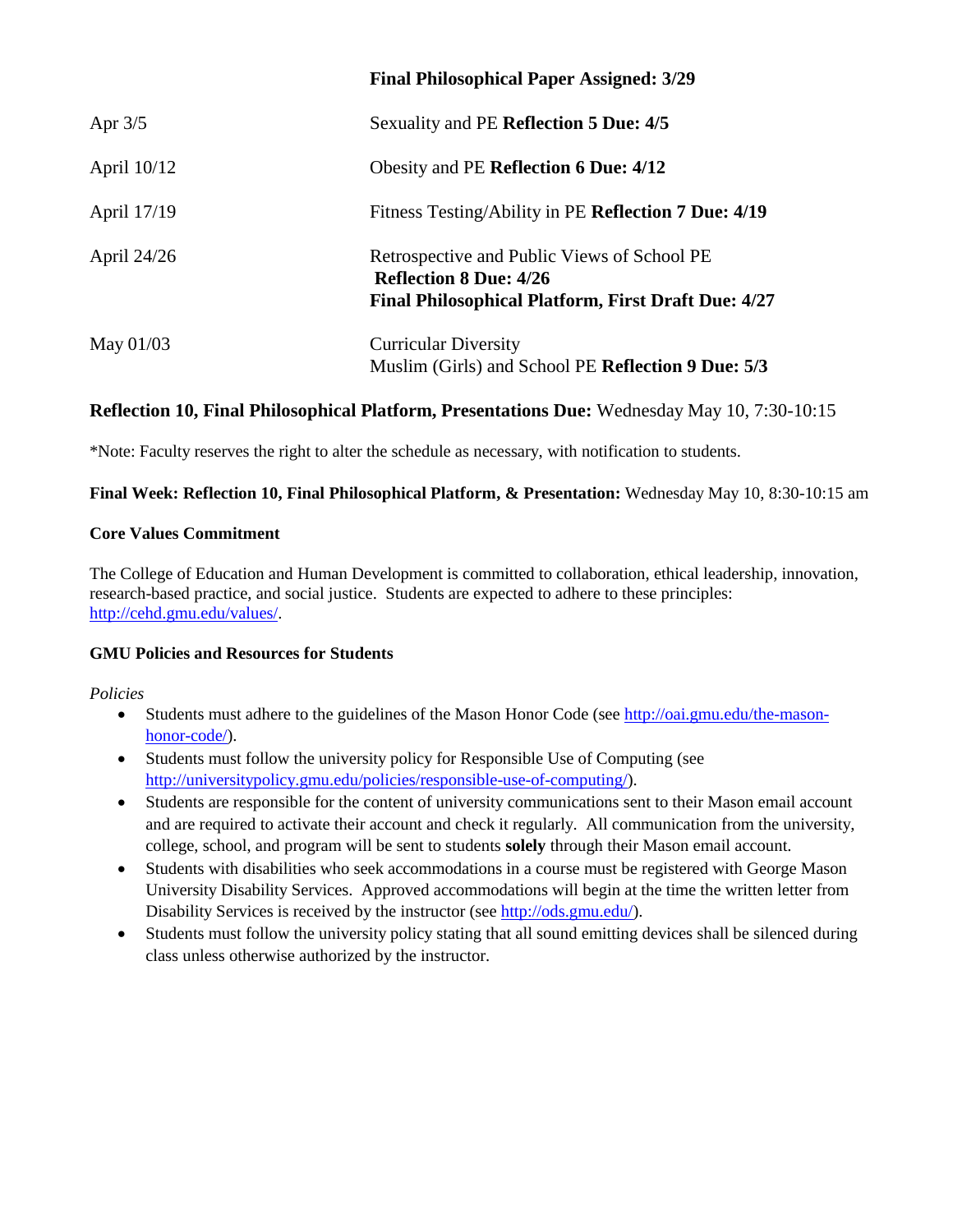| | **Final Philosophical Paper Assigned: 3/29** |
|---|---|
| Apr 3/5 | Sexuality and PE **Reflection 5 Due: 4/5** |
| April 10/12 | Obesity and PE **Reflection 6 Due: 4/12** |
| April 17/19 | Fitness Testing/Ability in PE **Reflection 7 Due: 4/19** |
| April 24/26 | Retrospective and Public Views of School PE **Reflection 8 Due: 4/26** **Final Philosophical Platform, First Draft Due: 4/27** |
| May 01/03 | Curricular Diversity Muslim (Girls) and School PE **Reflection 9 Due: 5/3** |

**Reflection 10, Final Philosophical Platform, Presentations Due:** Wednesday May 10, 7:30-10:15

*Note: Faculty reserves the right to alter the schedule as necessary, with notification to students.

**Final Week: Reflection 10, Final Philosophical Platform, & Presentation:** Wednesday May 10, 8:30-10:15 am

**Core Values Commitment**

The College of Education and Human Development is committed to collaboration, ethical leadership, innovation, research-based practice, and social justice. Students are expected to adhere to these principles: http://cehd.gmu.edu/values/.

**GMU Policies and Resources for Students**

*Policies*

- Students must adhere to the guidelines of the Mason Honor Code (see http://oai.gmu.edu/the-mason-honor-code/).
- Students must follow the university policy for Responsible Use of Computing (see http://universitypolicy.gmu.edu/policies/responsible-use-of-computing/).
- Students are responsible for the content of university communications sent to their Mason email account and are required to activate their account and check it regularly. All communication from the university, college, school, and program will be sent to students **solely** through their Mason email account.
- Students with disabilities who seek accommodations in a course must be registered with George Mason University Disability Services. Approved accommodations will begin at the time the written letter from Disability Services is received by the instructor (see http://ods.gmu.edu/).
- Students must follow the university policy stating that all sound emitting devices shall be silenced during class unless otherwise authorized by the instructor.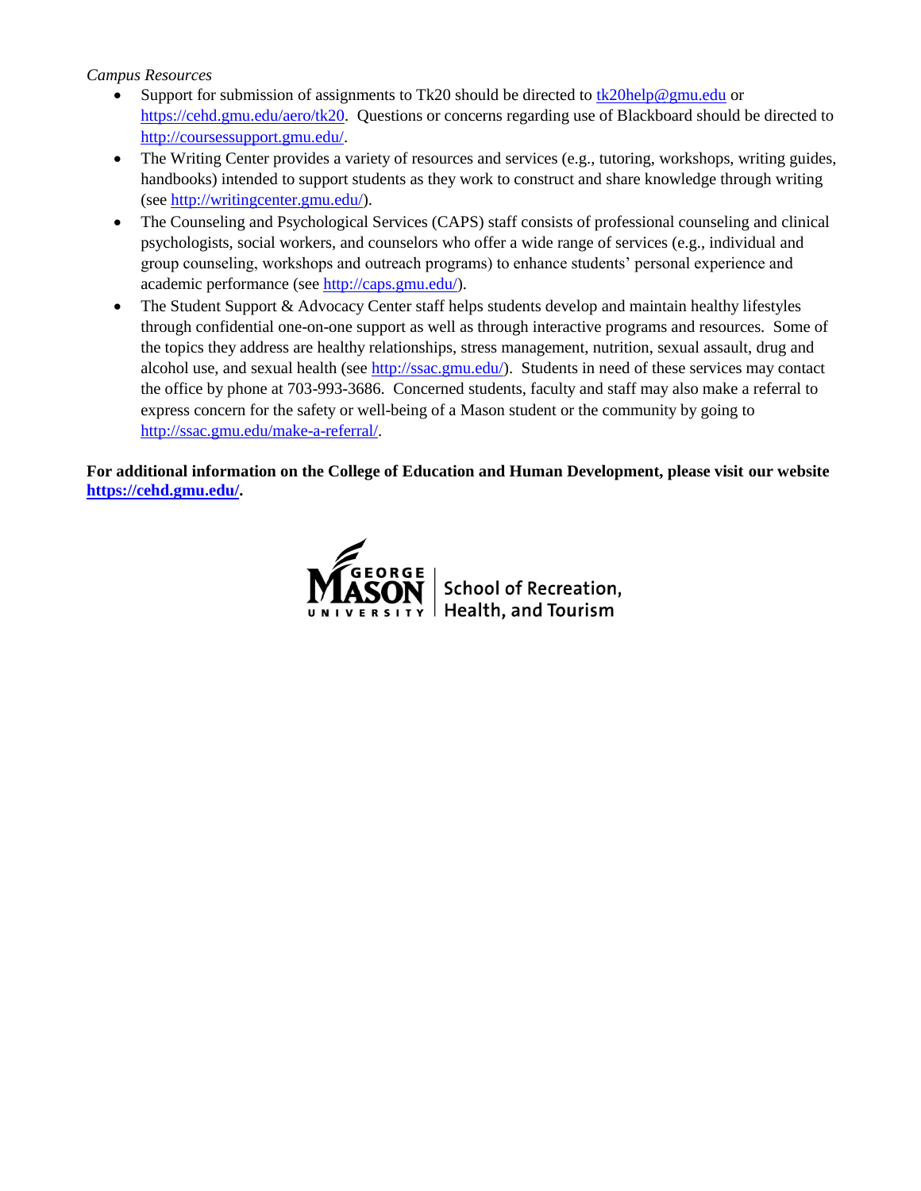*Campus Resources*

- Support for submission of assignments to Tk20 should be directed to tk20help@gmu.edu or https://cehd.gmu.edu/aero/tk20. Questions or concerns regarding use of Blackboard should be directed to http://coursessupport.gmu.edu/.
- The Writing Center provides a variety of resources and services (e.g., tutoring, workshops, writing guides, handbooks) intended to support students as they work to construct and share knowledge through writing (see http://writingcenter.gmu.edu/).
- The Counseling and Psychological Services (CAPS) staff consists of professional counseling and clinical psychologists, social workers, and counselors who offer a wide range of services (e.g., individual and group counseling, workshops and outreach programs) to enhance students' personal experience and academic performance (see http://caps.gmu.edu/).
- The Student Support & Advocacy Center staff helps students develop and maintain healthy lifestyles through confidential one-on-one support as well as through interactive programs and resources. Some of the topics they address are healthy relationships, stress management, nutrition, sexual assault, drug and alcohol use, and sexual health (see http://ssac.gmu.edu/). Students in need of these services may contact the office by phone at 703-993-3686. Concerned students, faculty and staff may also make a referral to express concern for the safety or well-being of a Mason student or the community by going to http://ssac.gmu.edu/make-a-referral/.

**For additional information on the College of Education and Human Development, please visit our website https://cehd.gmu.edu/.**

GEORGE MASON UNIVERSITY | School of Recreation, Health, and Tourism